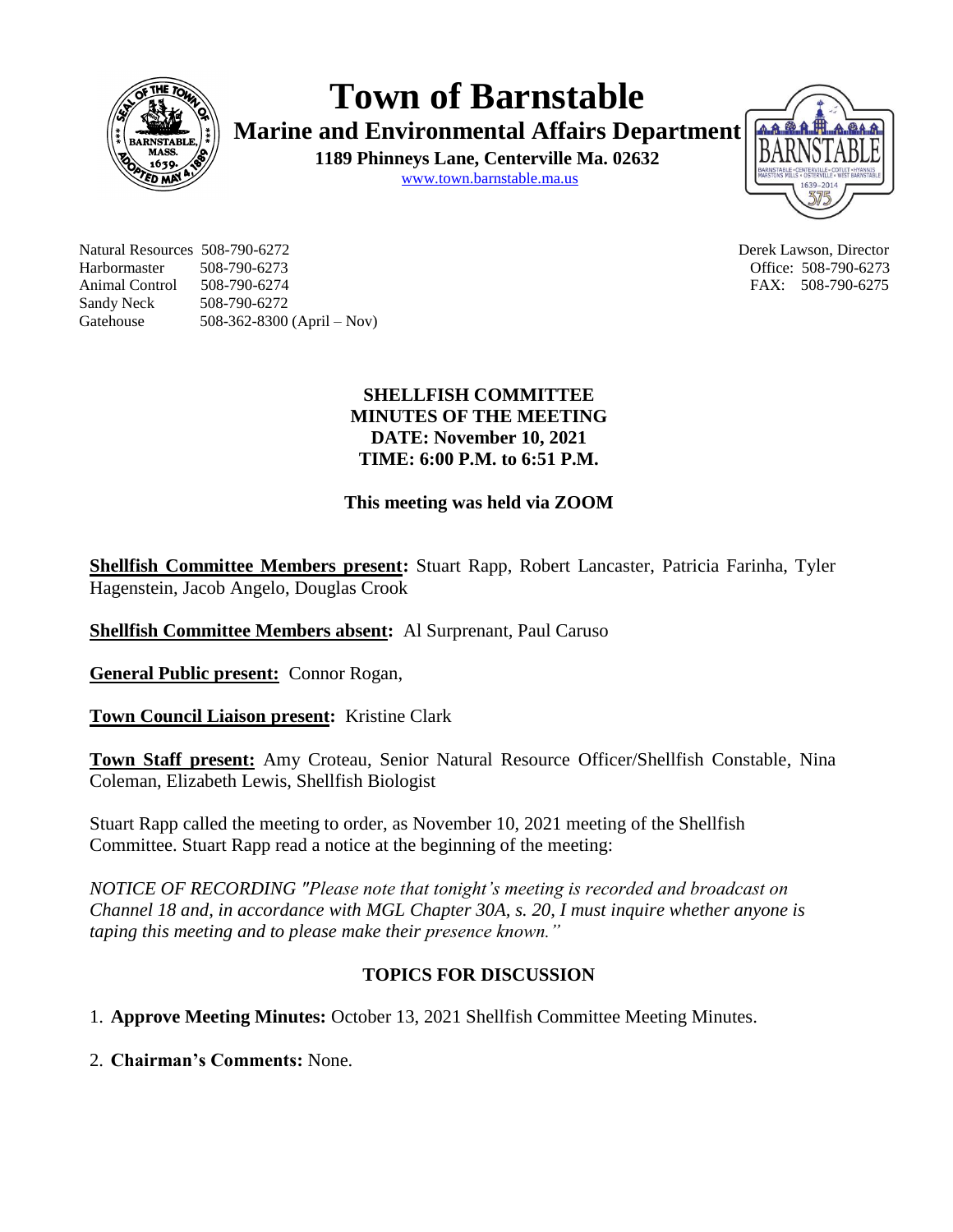# Town of Barnstable

## Marine and Environmental Affairs Department

**1189 Phinneys Lane, Centerville Ma. 02632**

www.town.barnstable.ma.us

Natural Resources 508-790-6272
Harbormaster 508-790-6273
Animal Control 508-790-6274
Sandy Neck 508-790-6272
Gatehouse 508-362-8300 (April – Nov)

Derek Lawson, Director
Office: 508-790-6273
FAX: 508-790-6275

**SHELLFISH COMMITTEE**
**MINUTES OF THE MEETING**
**DATE: November 10, 2021**
**TIME: 6:00 P.M. to 6:51 P.M.**

**This meeting was held via ZOOM**

**Shellfish Committee Members present:** Stuart Rapp, Robert Lancaster, Patricia Farinha, Tyler Hagenstein, Jacob Angelo, Douglas Crook

**Shellfish Committee Members absent:** Al Surprenant, Paul Caruso

**General Public present:** Connor Rogan,

**Town Council Liaison present:** Kristine Clark

**Town Staff present:** Amy Croteau, Senior Natural Resource Officer/Shellfish Constable, Nina Coleman, Elizabeth Lewis, Shellfish Biologist

Stuart Rapp called the meeting to order, as November 10, 2021 meeting of the Shellfish Committee. Stuart Rapp read a notice at the beginning of the meeting:

*NOTICE OF RECORDING "Please note that tonight's meeting is recorded and broadcast on Channel 18 and, in accordance with MGL Chapter 30A, s. 20, I must inquire whether anyone is taping this meeting and to please make their presence known."*

**TOPICS FOR DISCUSSION**

1. **Approve Meeting Minutes:** October 13, 2021 Shellfish Committee Meeting Minutes.

2. **Chairman's Comments:** None.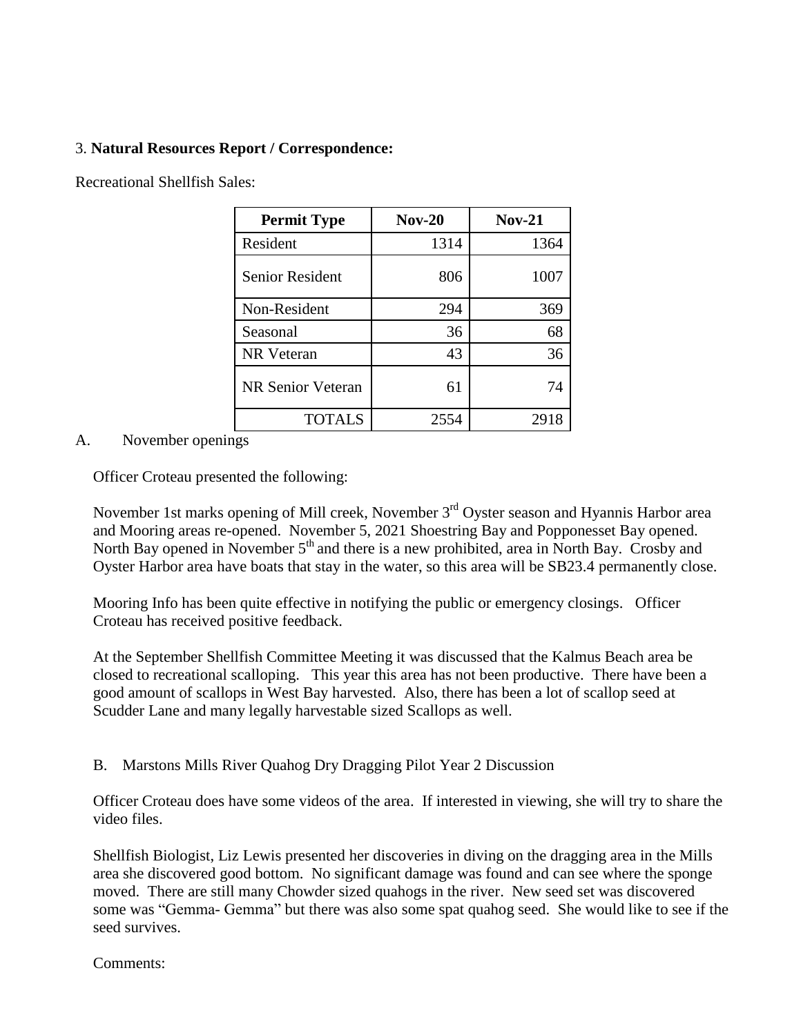3. **Natural Resources Report / Correspondence:**

Recreational Shellfish Sales:

| Permit Type | Nov-20 | Nov-21 |
|---|---|---|
| Resident | 1314 | 1364 |
| Senior Resident | 806 | 1007 |
| Non-Resident | 294 | 369 |
| Seasonal | 36 | 68 |
| NR Veteran | 43 | 36 |
| NR Senior Veteran | 61 | 74 |
| TOTALS | 2554 | 2918 |

A. November openings

Officer Croteau presented the following:

November 1st marks opening of Mill creek, November 3rd Oyster season and Hyannis Harbor area and Mooring areas re-opened. November 5, 2021 Shoestring Bay and Popponesset Bay opened. North Bay opened in November 5th and there is a new prohibited, area in North Bay. Crosby and Oyster Harbor area have boats that stay in the water, so this area will be SB23.4 permanently close.

Mooring Info has been quite effective in notifying the public or emergency closings. Officer Croteau has received positive feedback.

At the September Shellfish Committee Meeting it was discussed that the Kalmus Beach area be closed to recreational scalloping. This year this area has not been productive. There have been a good amount of scallops in West Bay harvested. Also, there has been a lot of scallop seed at Scudder Lane and many legally harvestable sized Scallops as well.

B. Marstons Mills River Quahog Dry Dragging Pilot Year 2 Discussion

Officer Croteau does have some videos of the area. If interested in viewing, she will try to share the video files.

Shellfish Biologist, Liz Lewis presented her discoveries in diving on the dragging area in the Mills area she discovered good bottom. No significant damage was found and can see where the sponge moved. There are still many Chowder sized quahogs in the river. New seed set was discovered some was "Gemma- Gemma" but there was also some spat quahog seed. She would like to see if the seed survives.

Comments: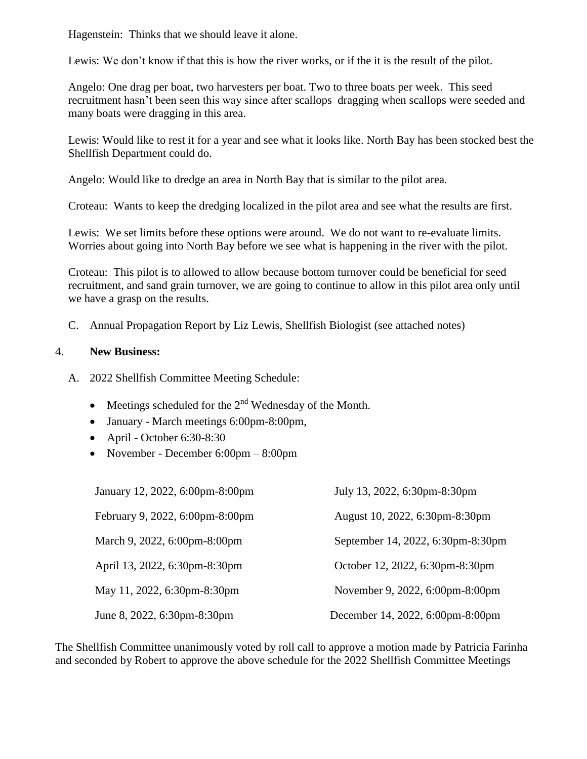Hagenstein: Thinks that we should leave it alone.

Lewis: We don't know if that this is how the river works, or if the it is the result of the pilot.

Angelo: One drag per boat, two harvesters per boat. Two to three boats per week. This seed recruitment hasn't been seen this way since after scallops dragging when scallops were seeded and many boats were dragging in this area.

Lewis: Would like to rest it for a year and see what it looks like. North Bay has been stocked best the Shellfish Department could do.

Angelo: Would like to dredge an area in North Bay that is similar to the pilot area.

Croteau: Wants to keep the dredging localized in the pilot area and see what the results are first.

Lewis: We set limits before these options were around. We do not want to re-evaluate limits. Worries about going into North Bay before we see what is happening in the river with the pilot.

Croteau: This pilot is to allowed to allow because bottom turnover could be beneficial for seed recruitment, and sand grain turnover, we are going to continue to allow in this pilot area only until we have a grasp on the results.

C. Annual Propagation Report by Liz Lewis, Shellfish Biologist (see attached notes)

4. **New Business:**

A. 2022 Shellfish Committee Meeting Schedule:

- Meetings scheduled for the 2nd Wednesday of the Month.
- January - March meetings 6:00pm-8:00pm,
- April - October 6:30-8:30
- November - December 6:00pm – 8:00pm

| | |
|---|---|
| January 12, 2022, 6:00pm-8:00pm | July 13, 2022, 6:30pm-8:30pm |
| February 9, 2022, 6:00pm-8:00pm | August 10, 2022, 6:30pm-8:30pm |
| March 9, 2022, 6:00pm-8:00pm | September 14, 2022, 6:30pm-8:30pm |
| April 13, 2022, 6:30pm-8:30pm | October 12, 2022, 6:30pm-8:30pm |
| May 11, 2022, 6:30pm-8:30pm | November 9, 2022, 6:00pm-8:00pm |
| June 8, 2022, 6:30pm-8:30pm | December 14, 2022, 6:00pm-8:00pm |

The Shellfish Committee unanimously voted by roll call to approve a motion made by Patricia Farinha and seconded by Robert to approve the above schedule for the 2022 Shellfish Committee Meetings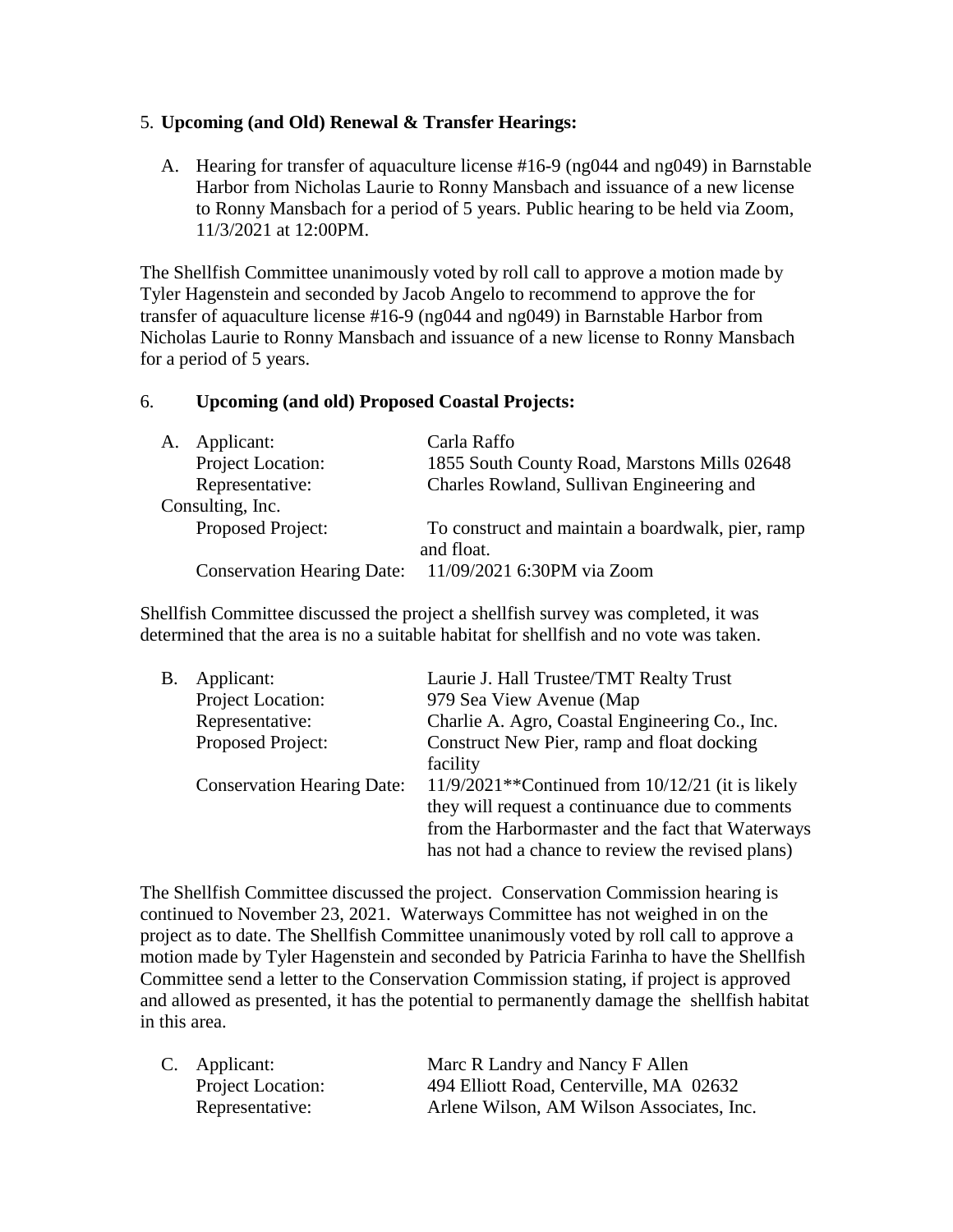5. **Upcoming (and Old) Renewal & Transfer Hearings:**

   A. Hearing for transfer of aquaculture license #16-9 (ng044 and ng049) in Barnstable Harbor from Nicholas Laurie to Ronny Mansbach and issuance of a new license to Ronny Mansbach for a period of 5 years. Public hearing to be held via Zoom, 11/3/2021 at 12:00PM.

The Shellfish Committee unanimously voted by roll call to approve a motion made by Tyler Hagenstein and seconded by Jacob Angelo to recommend to approve the for transfer of aquaculture license #16-9 (ng044 and ng049) in Barnstable Harbor from Nicholas Laurie to Ronny Mansbach and issuance of a new license to Ronny Mansbach for a period of 5 years.

6. **Upcoming (and old) Proposed Coastal Projects:**

A. Applicant: Carla Raffo
Project Location: 1855 South County Road, Marstons Mills 02648
Representative: Charles Rowland, Sullivan Engineering and Consulting, Inc.
Proposed Project: To construct and maintain a boardwalk, pier, ramp and float.
Conservation Hearing Date: 11/09/2021 6:30PM via Zoom

Shellfish Committee discussed the project a shellfish survey was completed, it was determined that the area is no a suitable habitat for shellfish and no vote was taken.

B. Applicant: Laurie J. Hall Trustee/TMT Realty Trust
Project Location: 979 Sea View Avenue (Map
Representative: Charlie A. Agro, Coastal Engineering Co., Inc.
Proposed Project: Construct New Pier, ramp and float docking facility
Conservation Hearing Date: 11/9/2021**Continued from 10/12/21 (it is likely they will request a continuance due to comments from the Harbormaster and the fact that Waterways has not had a chance to review the revised plans)

The Shellfish Committee discussed the project. Conservation Commission hearing is continued to November 23, 2021. Waterways Committee has not weighed in on the project as to date. The Shellfish Committee unanimously voted by roll call to approve a motion made by Tyler Hagenstein and seconded by Patricia Farinha to have the Shellfish Committee send a letter to the Conservation Commission stating, if project is approved and allowed as presented, it has the potential to permanently damage the shellfish habitat in this area.

C. Applicant: Marc R Landry and Nancy F Allen
Project Location: 494 Elliott Road, Centerville, MA 02632
Representative: Arlene Wilson, AM Wilson Associates, Inc.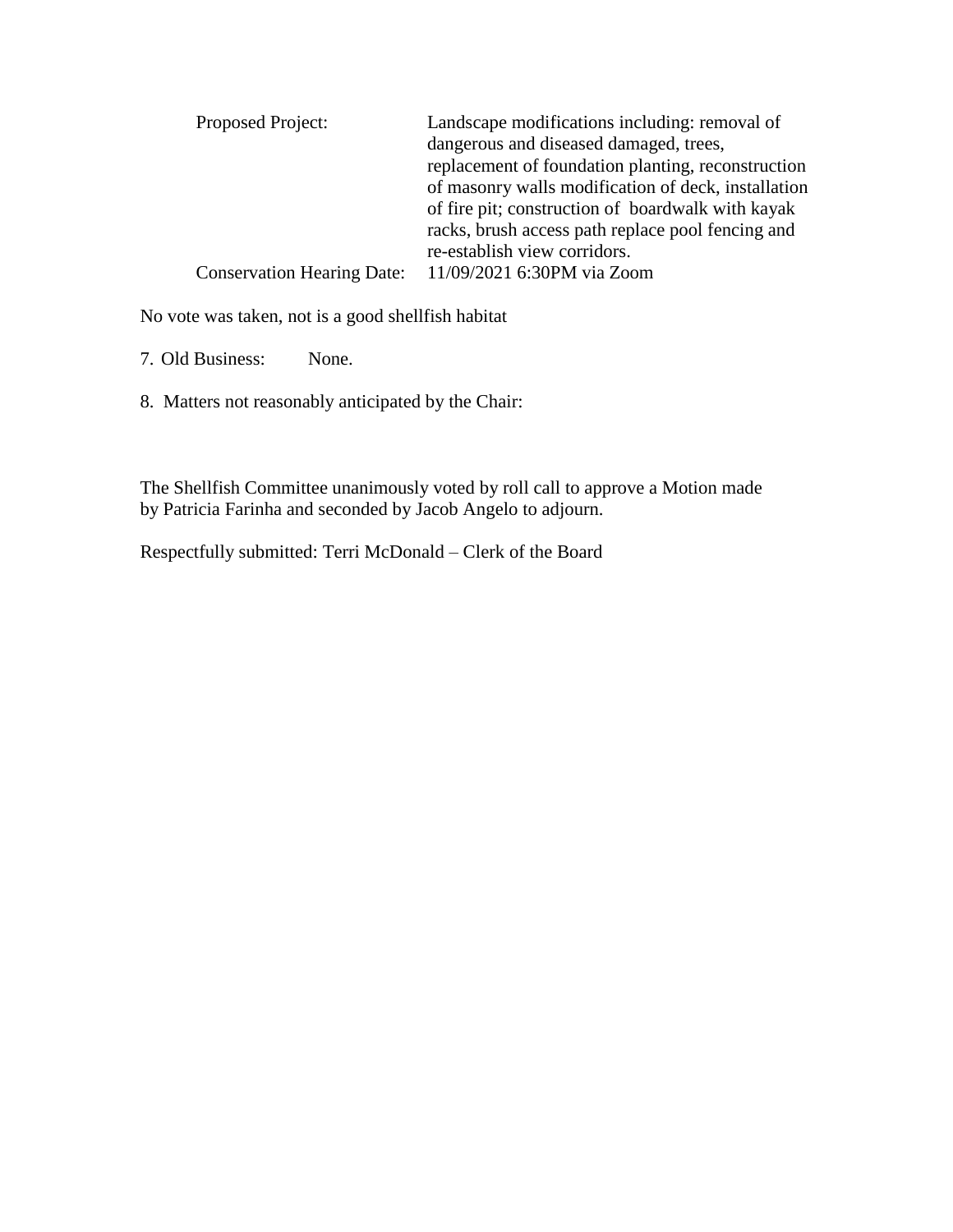Proposed Project: Landscape modifications including: removal of dangerous and diseased damaged, trees, replacement of foundation planting, reconstruction of masonry walls modification of deck, installation of fire pit; construction of boardwalk with kayak racks, brush access path replace pool fencing and re-establish view corridors.

Conservation Hearing Date: 11/09/2021 6:30PM via Zoom

No vote was taken, not is a good shellfish habitat

7. Old Business: None.

8. Matters not reasonably anticipated by the Chair:

The Shellfish Committee unanimously voted by roll call to approve a Motion made by Patricia Farinha and seconded by Jacob Angelo to adjourn.

Respectfully submitted: Terri McDonald – Clerk of the Board